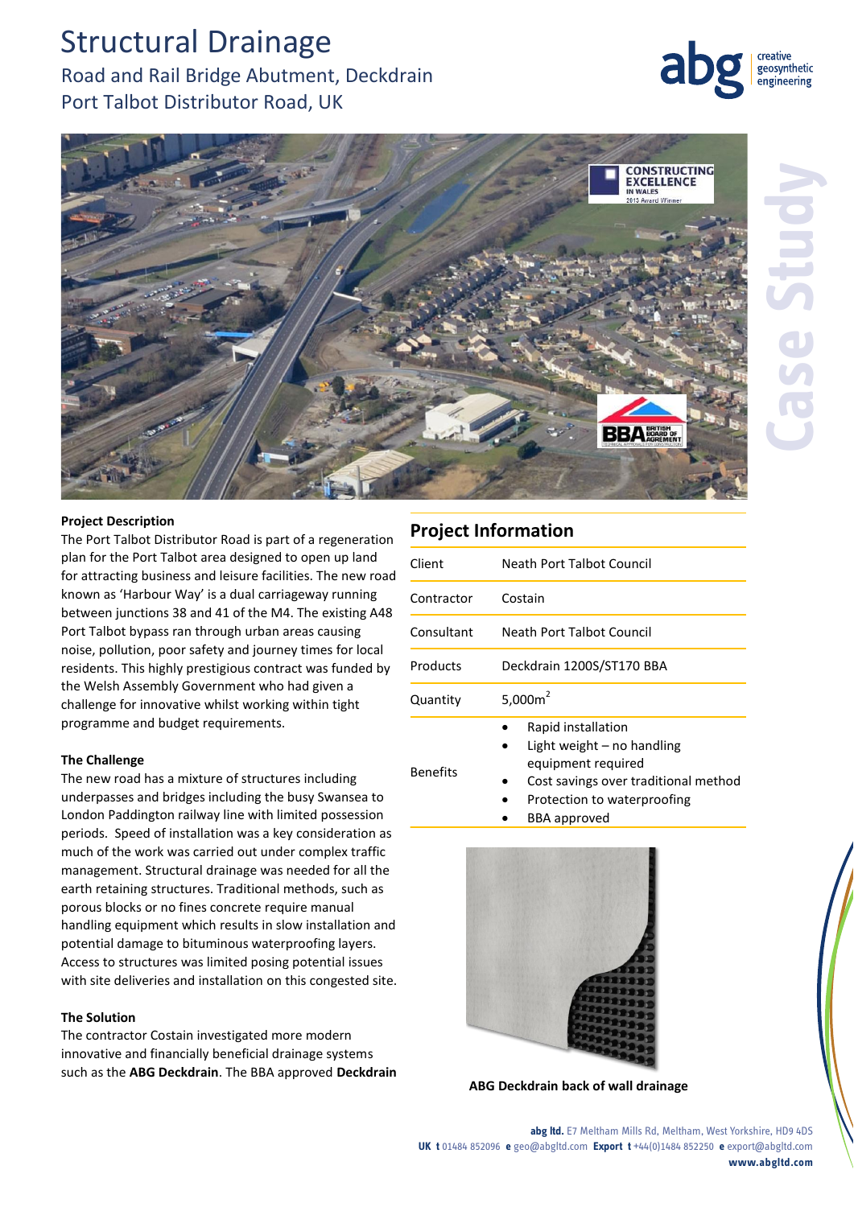# Structural Drainage

## Road and Rail Bridge Abutment, Deckdrain
## Port Talbot Distributor Road, UK

**Project Description**

The Port Talbot Distributor Road is part of a regeneration plan for the Port Talbot area designed to open up land for attracting business and leisure facilities. The new road known as 'Harbour Way' is a dual carriageway running between junctions 38 and 41 of the M4. The existing A48 Port Talbot bypass ran through urban areas causing noise, pollution, poor safety and journey times for local residents. This highly prestigious contract was funded by the Welsh Assembly Government who had given a challenge for innovative whilst working within tight programme and budget requirements.

**The Challenge**

The new road has a mixture of structures including underpasses and bridges including the busy Swansea to London Paddington railway line with limited possession periods. Speed of installation was a key consideration as much of the work was carried out under complex traffic management. Structural drainage was needed for all the earth retaining structures. Traditional methods, such as porous blocks or no fines concrete require manual handling equipment which results in slow installation and potential damage to bituminous waterproofing layers. Access to structures was limited posing potential issues with site deliveries and installation on this congested site.

**The Solution**

The contractor Costain investigated more modern innovative and financially beneficial drainage systems such as the **ABG Deckdrain**. The BBA approved **Deckdrain**

## Project Information

| | |
|---|---|
| Client | Neath Port Talbot Council |
| Contractor | Costain |
| Consultant | Neath Port Talbot Council |
| Products | Deckdrain 1200S/ST170 BBA |
| Quantity | 5,000m$^2$ |
| Benefits | • Rapid installation<br>• Light weight – no handling equipment required<br>• Cost savings over traditional method<br>• Protection to waterproofing<br>• BBA approved |

ABG Deckdrain back of wall drainage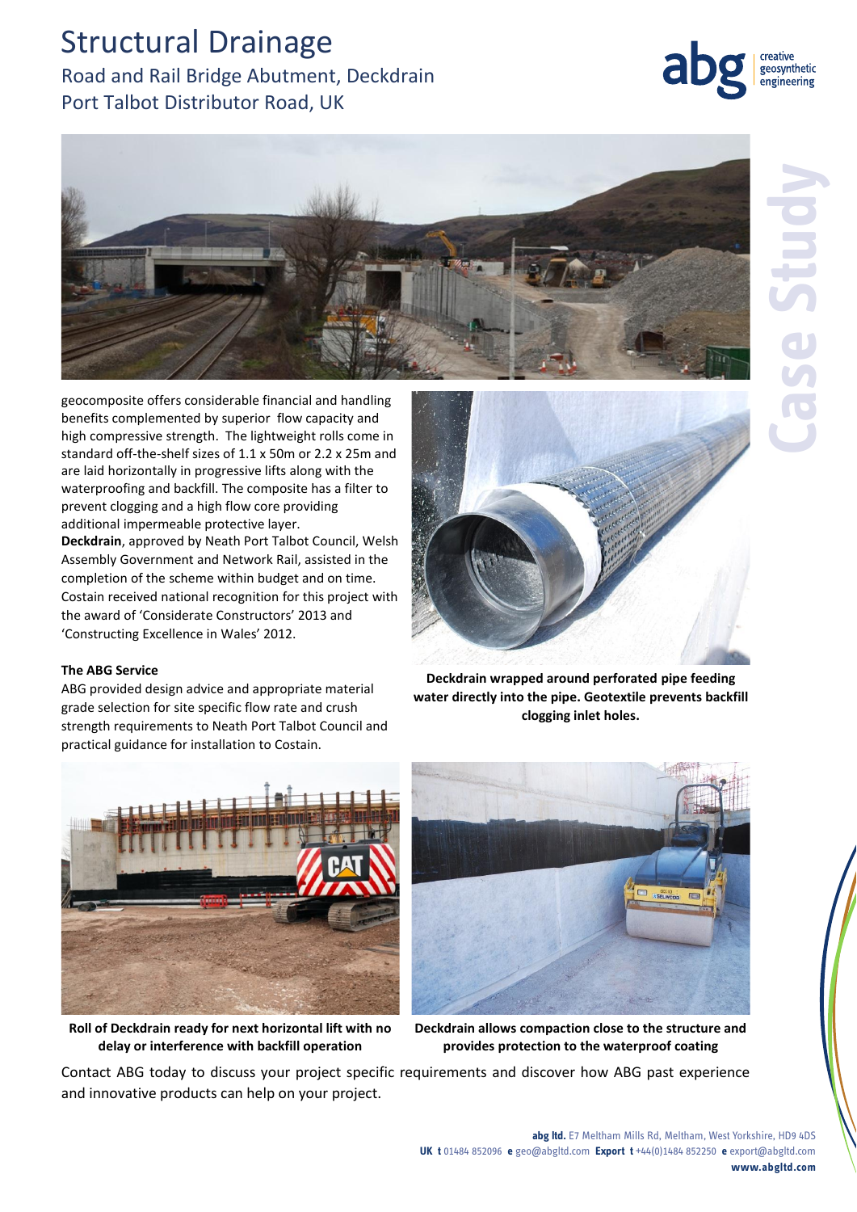# Structural Drainage

## Road and Rail Bridge Abutment, Deckdrain
## Port Talbot Distributor Road, UK

geocomposite offers considerable financial and handling benefits complemented by superior flow capacity and high compressive strength. The lightweight rolls come in standard off-the-shelf sizes of 1.1 x 50m or 2.2 x 25m and are laid horizontally in progressive lifts along with the waterproofing and backfill. The composite has a filter to prevent clogging and a high flow core providing additional impermeable protective layer.

**Deckdrain**, approved by Neath Port Talbot Council, Welsh Assembly Government and Network Rail, assisted in the completion of the scheme within budget and on time. Costain received national recognition for this project with the award of 'Considerate Constructors' 2013 and 'Constructing Excellence in Wales' 2012.

**The ABG Service**

ABG provided design advice and appropriate material grade selection for site specific flow rate and crush strength requirements to Neath Port Talbot Council and practical guidance for installation to Costain.

**Deckdrain wrapped around perforated pipe feeding water directly into the pipe. Geotextile prevents backfill clogging inlet holes.**

**Roll of Deckdrain ready for next horizontal lift with no delay or interference with backfill operation**

**Deckdrain allows compaction close to the structure and provides protection to the waterproof coating**

Contact ABG today to discuss your project specific requirements and discover how ABG past experience and innovative products can help on your project.

**abg ltd.** E7 Meltham Mills Rd, Meltham, West Yorkshire, HD9 4DS
**UK t** 01484 852096 **e** geo@abgltd.com **Export t** +44(0)1484 852250 **e** export@abgltd.com
**www.abgltd.com**